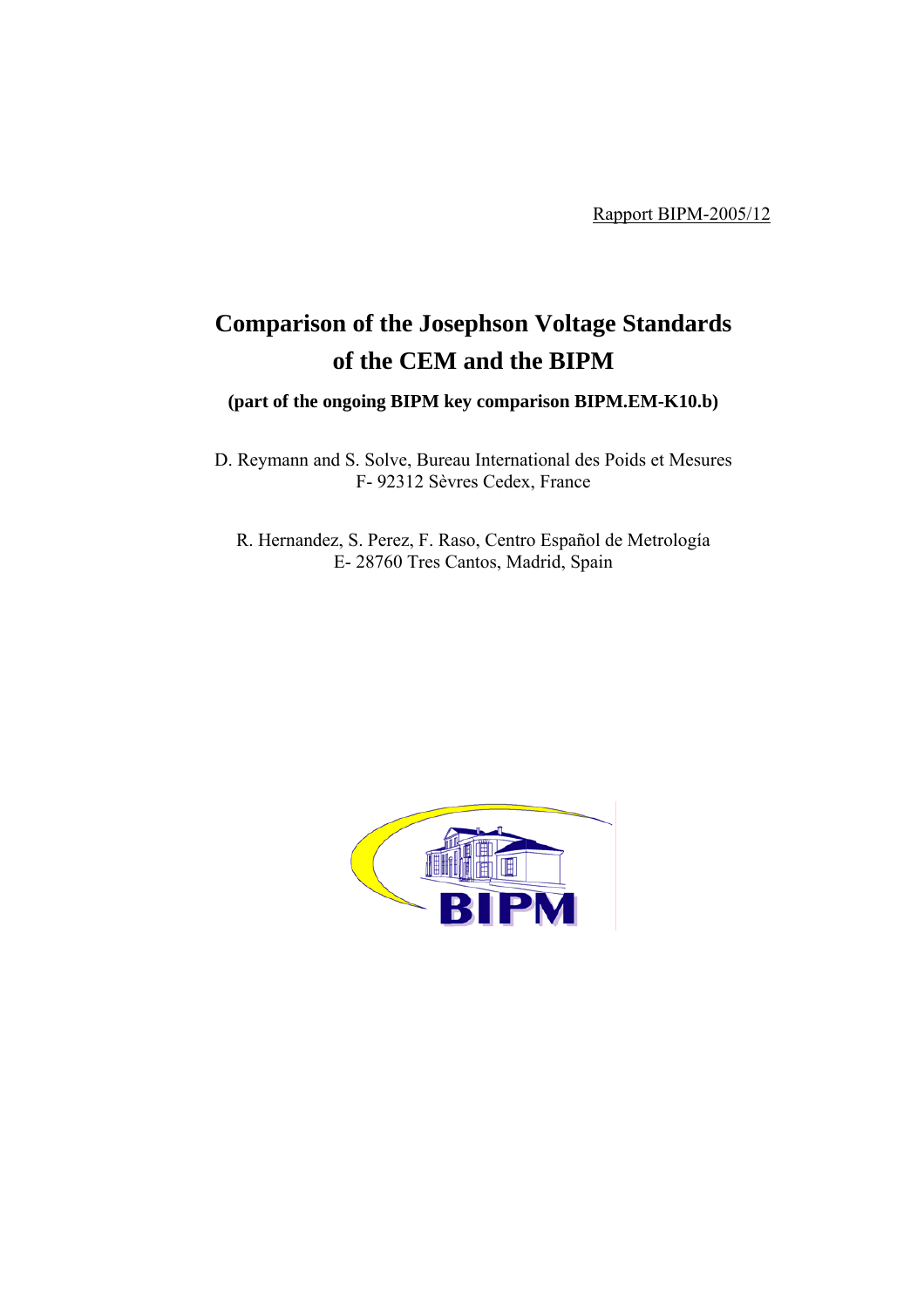Rapport BIPM-2005/12

# Comparison of the Josephson Voltage Standards of the CEM and the BIPM

**(part of the ongoing BIPM key comparison BIPM.EM-K10.b)**

D. Reymann and S. Solve, Bureau International des Poids et Mesures
F- 92312 Sèvres Cedex, France

R. Hernandez, S. Perez, F. Raso, Centro Español de Metrología
E- 28760 Tres Cantos, Madrid, Spain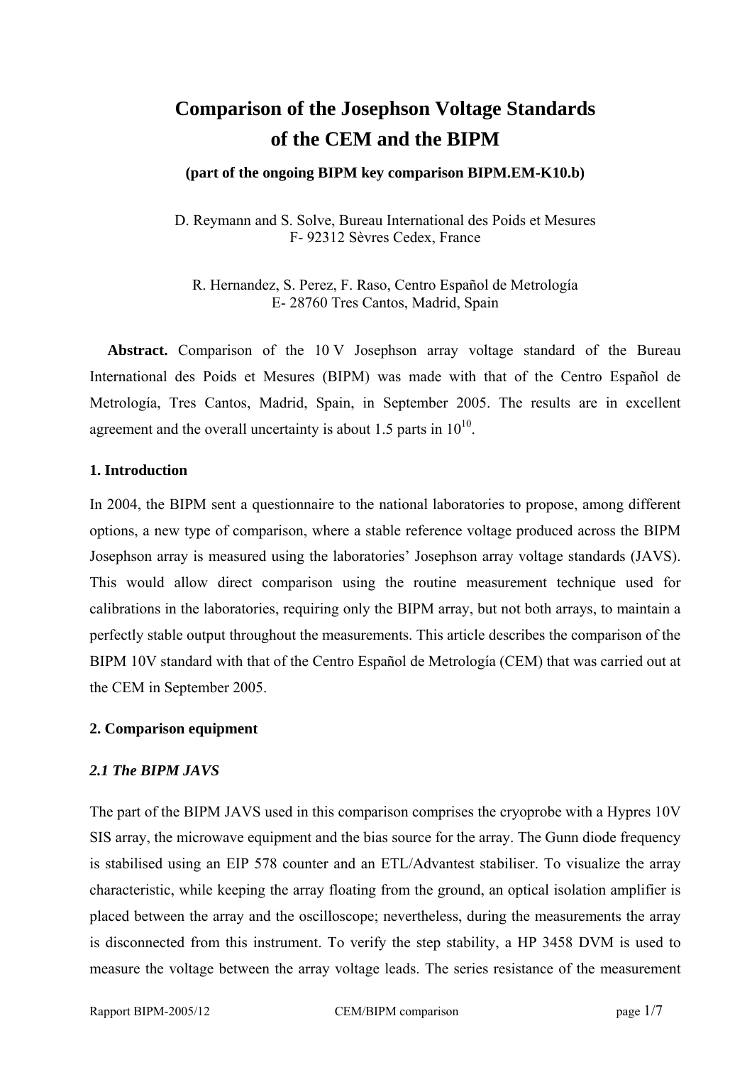# Comparison of the Josephson Voltage Standards of the CEM and the BIPM

**(part of the ongoing BIPM key comparison BIPM.EM-K10.b)**

D. Reymann and S. Solve, Bureau International des Poids et Mesures
F- 92312 Sèvres Cedex, France

R. Hernandez, S. Perez, F. Raso, Centro Español de Metrología
E- 28760 Tres Cantos, Madrid, Spain

**Abstract.** Comparison of the 10 V Josephson array voltage standard of the Bureau International des Poids et Mesures (BIPM) was made with that of the Centro Español de Metrología, Tres Cantos, Madrid, Spain, in September 2005. The results are in excellent agreement and the overall uncertainty is about 1.5 parts in $10^{10}$.

## 1. Introduction

In 2004, the BIPM sent a questionnaire to the national laboratories to propose, among different options, a new type of comparison, where a stable reference voltage produced across the BIPM Josephson array is measured using the laboratories' Josephson array voltage standards (JAVS). This would allow direct comparison using the routine measurement technique used for calibrations in the laboratories, requiring only the BIPM array, but not both arrays, to maintain a perfectly stable output throughout the measurements. This article describes the comparison of the BIPM 10V standard with that of the Centro Español de Metrología (CEM) that was carried out at the CEM in September 2005.

## 2. Comparison equipment

### *2.1 The BIPM JAVS*

The part of the BIPM JAVS used in this comparison comprises the cryoprobe with a Hypres 10V SIS array, the microwave equipment and the bias source for the array. The Gunn diode frequency is stabilised using an EIP 578 counter and an ETL/Advantest stabiliser. To visualize the array characteristic, while keeping the array floating from the ground, an optical isolation amplifier is placed between the array and the oscilloscope; nevertheless, during the measurements the array is disconnected from this instrument. To verify the step stability, a HP 3458 DVM is used to measure the voltage between the array voltage leads. The series resistance of the measurement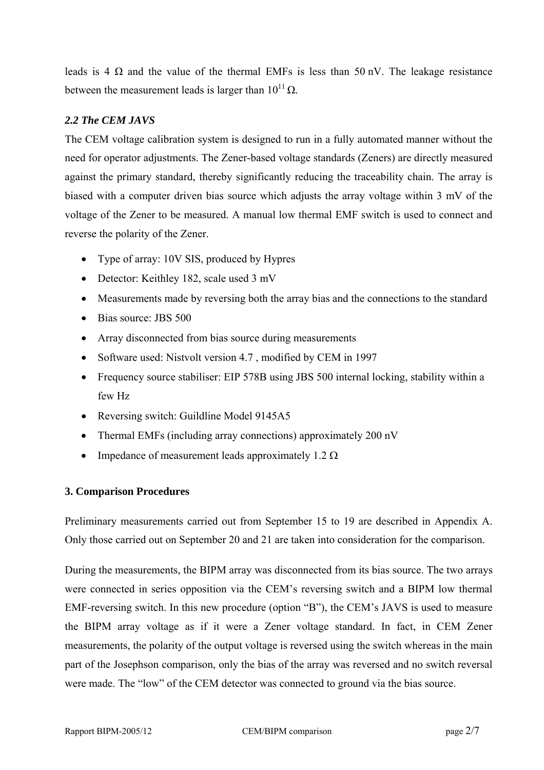leads is 4 Ω and the value of the thermal EMFs is less than 50 nV. The leakage resistance between the measurement leads is larger than $10^{11}$ Ω.

### *2.2 The CEM JAVS*

The CEM voltage calibration system is designed to run in a fully automated manner without the need for operator adjustments. The Zener-based voltage standards (Zeners) are directly measured against the primary standard, thereby significantly reducing the traceability chain. The array is biased with a computer driven bias source which adjusts the array voltage within 3 mV of the voltage of the Zener to be measured. A manual low thermal EMF switch is used to connect and reverse the polarity of the Zener.

- Type of array: 10V SIS, produced by Hypres
- Detector: Keithley 182, scale used 3 mV
- Measurements made by reversing both the array bias and the connections to the standard
- Bias source: JBS 500
- Array disconnected from bias source during measurements
- Software used: Nistvolt version 4.7 , modified by CEM in 1997
- Frequency source stabiliser: EIP 578B using JBS 500 internal locking, stability within a few Hz
- Reversing switch: Guildline Model 9145A5
- Thermal EMFs (including array connections) approximately 200 nV
- Impedance of measurement leads approximately 1.2 Ω

## 3. Comparison Procedures

Preliminary measurements carried out from September 15 to 19 are described in Appendix A. Only those carried out on September 20 and 21 are taken into consideration for the comparison.

During the measurements, the BIPM array was disconnected from its bias source. The two arrays were connected in series opposition via the CEM's reversing switch and a BIPM low thermal EMF-reversing switch. In this new procedure (option "B"), the CEM's JAVS is used to measure the BIPM array voltage as if it were a Zener voltage standard. In fact, in CEM Zener measurements, the polarity of the output voltage is reversed using the switch whereas in the main part of the Josephson comparison, only the bias of the array was reversed and no switch reversal were made. The "low" of the CEM detector was connected to ground via the bias source.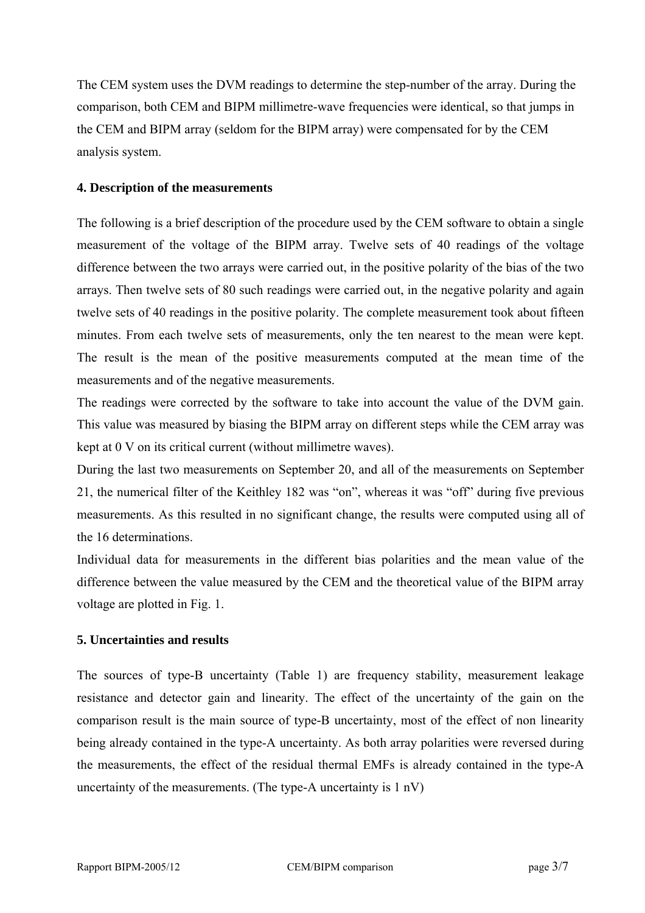The CEM system uses the DVM readings to determine the step-number of the array. During the comparison, both CEM and BIPM millimetre-wave frequencies were identical, so that jumps in the CEM and BIPM array (seldom for the BIPM array) were compensated for by the CEM analysis system.

### 4. Description of the measurements

The following is a brief description of the procedure used by the CEM software to obtain a single measurement of the voltage of the BIPM array. Twelve sets of 40 readings of the voltage difference between the two arrays were carried out, in the positive polarity of the bias of the two arrays. Then twelve sets of 80 such readings were carried out, in the negative polarity and again twelve sets of 40 readings in the positive polarity. The complete measurement took about fifteen minutes. From each twelve sets of measurements, only the ten nearest to the mean were kept. The result is the mean of the positive measurements computed at the mean time of the measurements and of the negative measurements.

The readings were corrected by the software to take into account the value of the DVM gain. This value was measured by biasing the BIPM array on different steps while the CEM array was kept at 0 V on its critical current (without millimetre waves).

During the last two measurements on September 20, and all of the measurements on September 21, the numerical filter of the Keithley 182 was "on", whereas it was "off" during five previous measurements. As this resulted in no significant change, the results were computed using all of the 16 determinations.

Individual data for measurements in the different bias polarities and the mean value of the difference between the value measured by the CEM and the theoretical value of the BIPM array voltage are plotted in Fig. 1.

### 5. Uncertainties and results

The sources of type-B uncertainty (Table 1) are frequency stability, measurement leakage resistance and detector gain and linearity. The effect of the uncertainty of the gain on the comparison result is the main source of type-B uncertainty, most of the effect of non linearity being already contained in the type-A uncertainty. As both array polarities were reversed during the measurements, the effect of the residual thermal EMFs is already contained in the type-A uncertainty of the measurements. (The type-A uncertainty is 1 nV)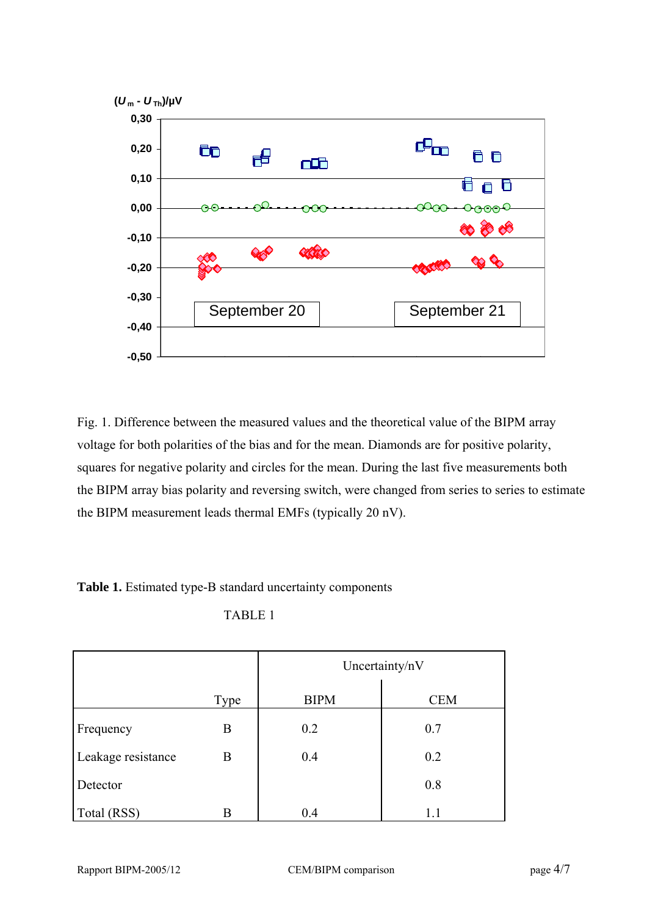Fig. 1. Difference between the measured values and the theoretical value of the BIPM array voltage for both polarities of the bias and for the mean. Diamonds are for positive polarity, squares for negative polarity and circles for the mean. During the last five measurements both the BIPM array bias polarity and reversing switch, were changed from series to series to estimate the BIPM measurement leads thermal EMFs (typically 20 nV).

**Table 1.** Estimated type-B standard uncertainty components

TABLE 1

| | Type | Uncertainty/nV BIPM | Uncertainty/nV CEM |
|---|---|---|---|
| Frequency | B | 0.2 | 0.7 |
| Leakage resistance | B | 0.4 | 0.2 |
| Detector | | | 0.8 |
| Total (RSS) | B | 0.4 | 1.1 |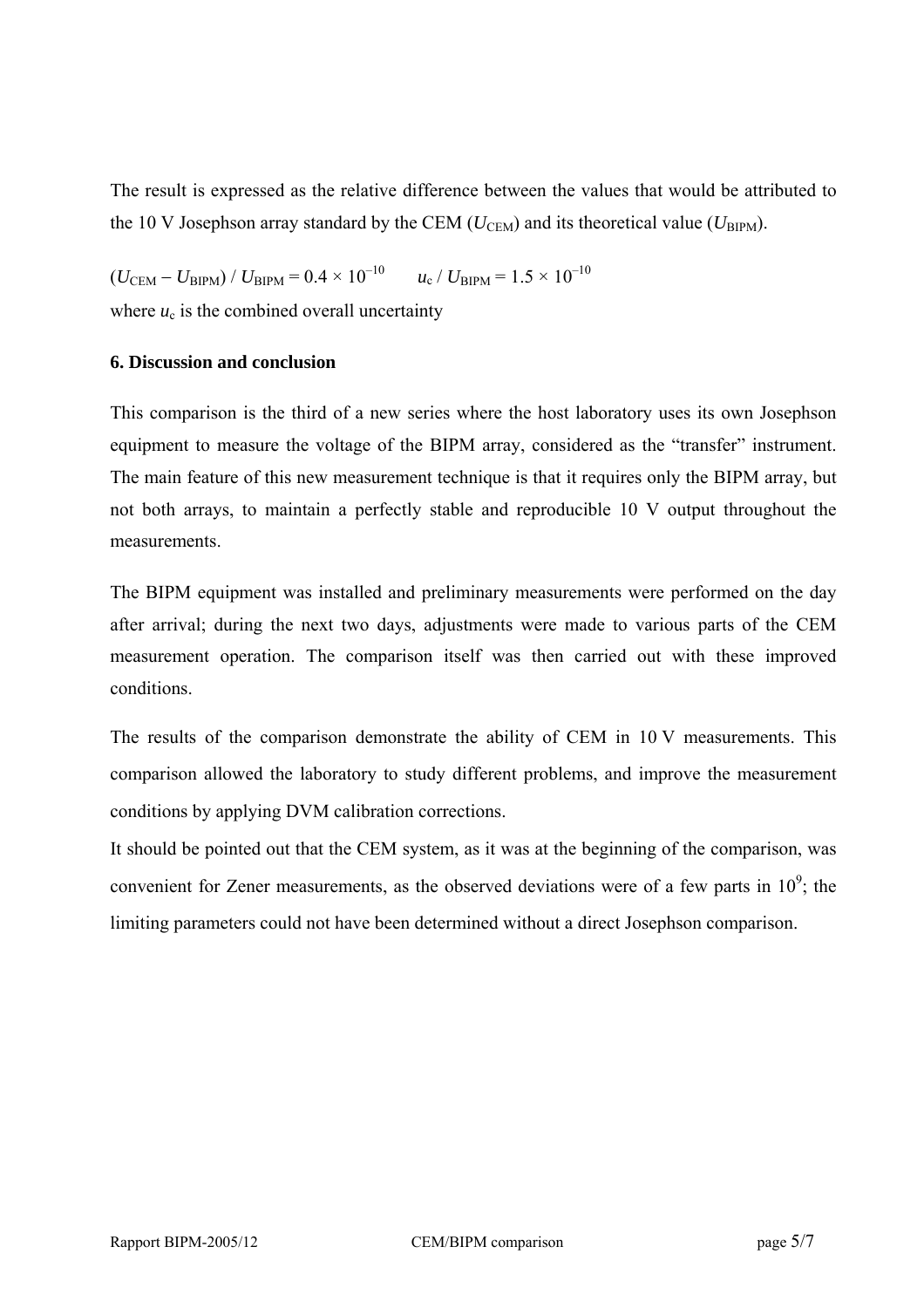The result is expressed as the relative difference between the values that would be attributed to the 10 V Josephson array standard by the CEM ($U_{CEM}$) and its theoretical value ($U_{BIPM}$).

$(U_{CEM} - U_{BIPM}) / U_{BIPM} = 0.4 \times 10^{-10}$ $\quad u_c / U_{BIPM} = 1.5 \times 10^{-10}$

where $u_c$ is the combined overall uncertainty

### 6. Discussion and conclusion

This comparison is the third of a new series where the host laboratory uses its own Josephson equipment to measure the voltage of the BIPM array, considered as the "transfer" instrument. The main feature of this new measurement technique is that it requires only the BIPM array, but not both arrays, to maintain a perfectly stable and reproducible 10 V output throughout the measurements.

The BIPM equipment was installed and preliminary measurements were performed on the day after arrival; during the next two days, adjustments were made to various parts of the CEM measurement operation. The comparison itself was then carried out with these improved conditions.

The results of the comparison demonstrate the ability of CEM in 10 V measurements. This comparison allowed the laboratory to study different problems, and improve the measurement conditions by applying DVM calibration corrections.

It should be pointed out that the CEM system, as it was at the beginning of the comparison, was convenient for Zener measurements, as the observed deviations were of a few parts in $10^9$; the limiting parameters could not have been determined without a direct Josephson comparison.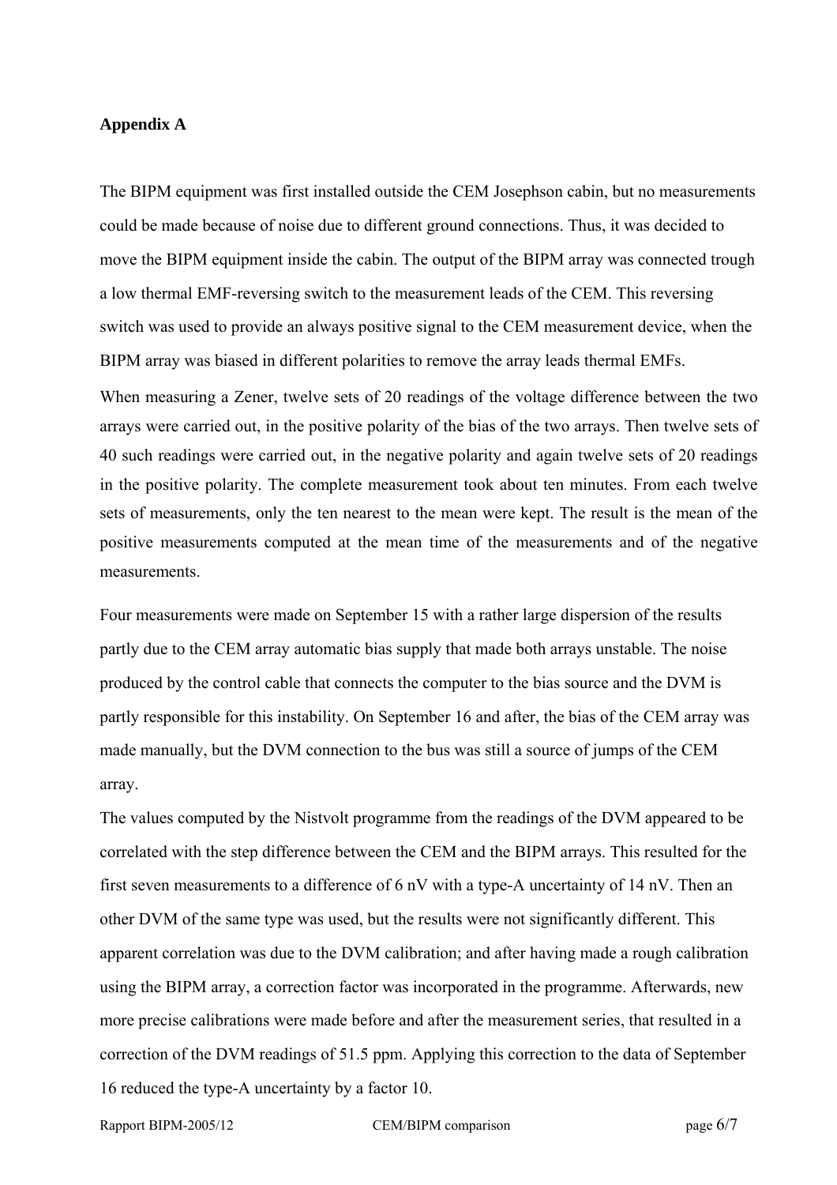**Appendix A**

The BIPM equipment was first installed outside the CEM Josephson cabin, but no measurements could be made because of noise due to different ground connections. Thus, it was decided to move the BIPM equipment inside the cabin. The output of the BIPM array was connected trough a low thermal EMF-reversing switch to the measurement leads of the CEM. This reversing switch was used to provide an always positive signal to the CEM measurement device, when the BIPM array was biased in different polarities to remove the array leads thermal EMFs.

When measuring a Zener, twelve sets of 20 readings of the voltage difference between the two arrays were carried out, in the positive polarity of the bias of the two arrays. Then twelve sets of 40 such readings were carried out, in the negative polarity and again twelve sets of 20 readings in the positive polarity. The complete measurement took about ten minutes. From each twelve sets of measurements, only the ten nearest to the mean were kept. The result is the mean of the positive measurements computed at the mean time of the measurements and of the negative measurements.

Four measurements were made on September 15 with a rather large dispersion of the results partly due to the CEM array automatic bias supply that made both arrays unstable. The noise produced by the control cable that connects the computer to the bias source and the DVM is partly responsible for this instability. On September 16 and after, the bias of the CEM array was made manually, but the DVM connection to the bus was still a source of jumps of the CEM array.

The values computed by the Nistvolt programme from the readings of the DVM appeared to be correlated with the step difference between the CEM and the BIPM arrays. This resulted for the first seven measurements to a difference of 6 nV with a type-A uncertainty of 14 nV. Then an other DVM of the same type was used, but the results were not significantly different. This apparent correlation was due to the DVM calibration; and after having made a rough calibration using the BIPM array, a correction factor was incorporated in the programme. Afterwards, new more precise calibrations were made before and after the measurement series, that resulted in a correction of the DVM readings of 51.5 ppm. Applying this correction to the data of September 16 reduced the type-A uncertainty by a factor 10.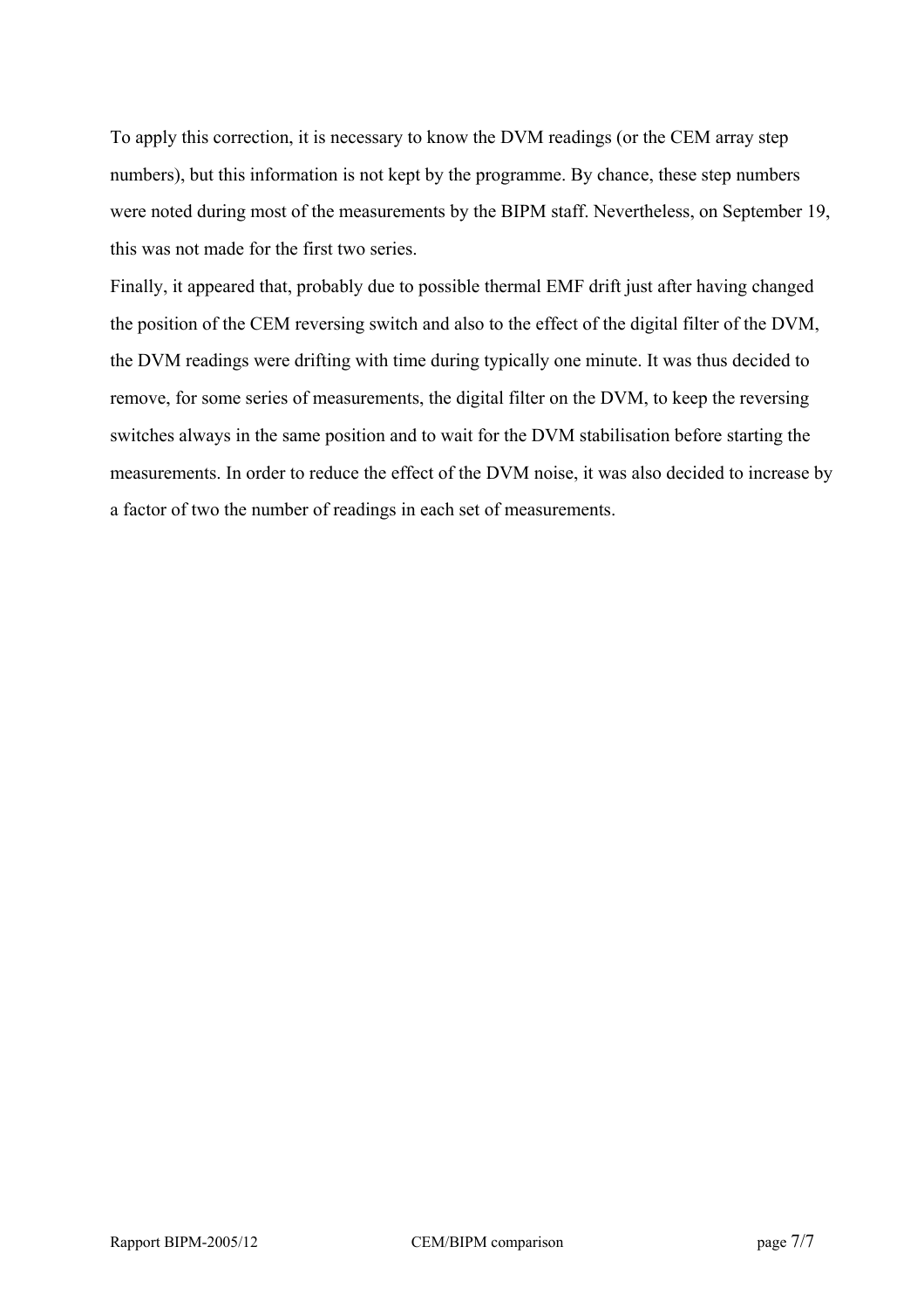To apply this correction, it is necessary to know the DVM readings (or the CEM array step numbers), but this information is not kept by the programme. By chance, these step numbers were noted during most of the measurements by the BIPM staff. Nevertheless, on September 19, this was not made for the first two series.

Finally, it appeared that, probably due to possible thermal EMF drift just after having changed the position of the CEM reversing switch and also to the effect of the digital filter of the DVM, the DVM readings were drifting with time during typically one minute. It was thus decided to remove, for some series of measurements, the digital filter on the DVM, to keep the reversing switches always in the same position and to wait for the DVM stabilisation before starting the measurements. In order to reduce the effect of the DVM noise, it was also decided to increase by a factor of two the number of readings in each set of measurements.